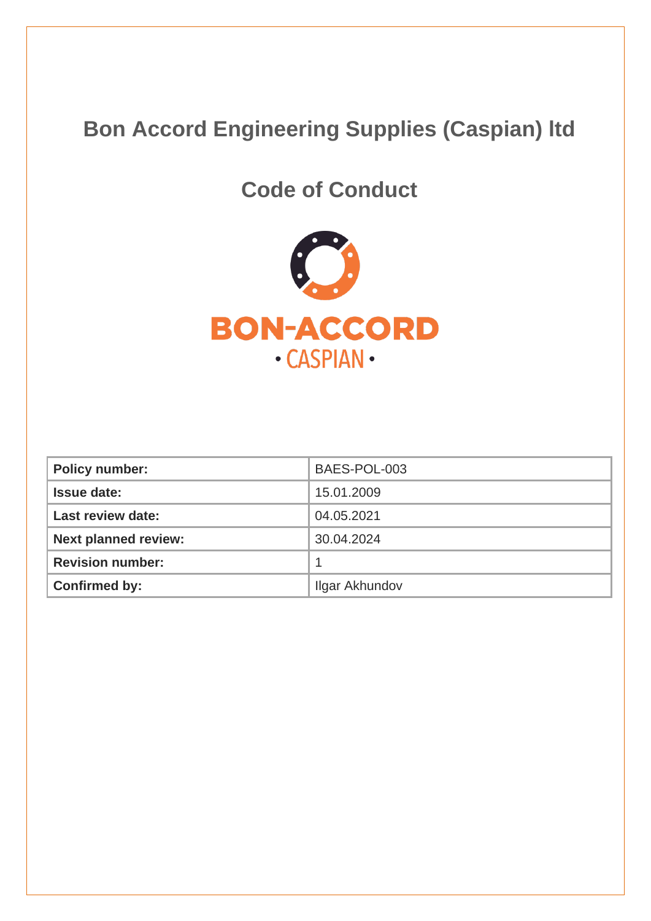# Bon Accord Engineering Supplies (Caspian) ltd

## Code of Conduct

BON-ACCORD

• CASPIAN •

| Policy number: | BAES-POL-003 |
|---|---|
| Issue date: | 15.01.2009 |
| Last review date: | 04.05.2021 |
| Next planned review: | 30.04.2024 |
| Revision number: | 1 |
| Confirmed by: | Ilgar Akhundov |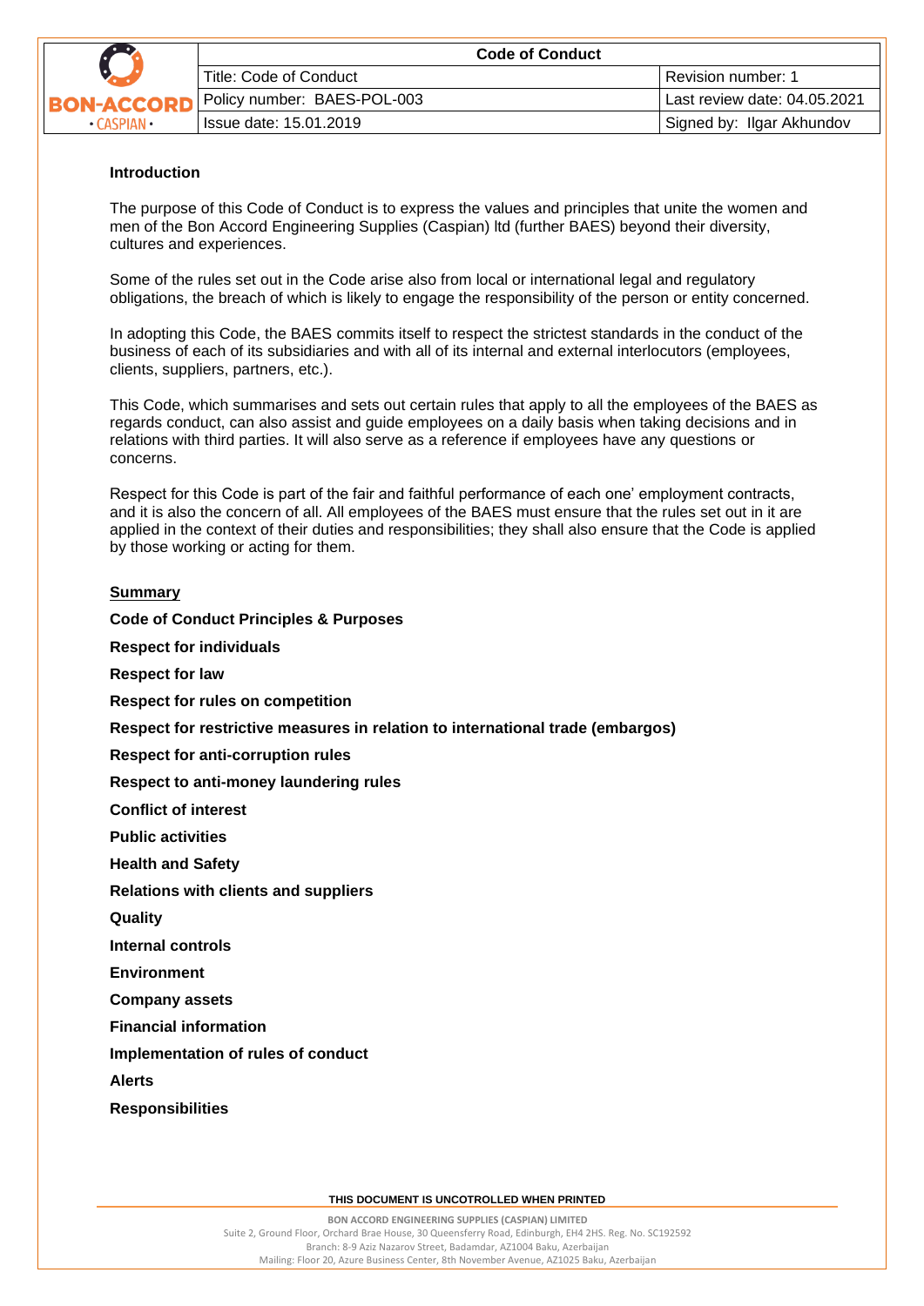**Introduction**

The purpose of this Code of Conduct is to express the values and principles that unite the women and men of the Bon Accord Engineering Supplies (Caspian) ltd (further BAES) beyond their diversity, cultures and experiences.

Some of the rules set out in the Code arise also from local or international legal and regulatory obligations, the breach of which is likely to engage the responsibility of the person or entity concerned.

In adopting this Code, the BAES commits itself to respect the strictest standards in the conduct of the business of each of its subsidiaries and with all of its internal and external interlocutors (employees, clients, suppliers, partners, etc.).

This Code, which summarises and sets out certain rules that apply to all the employees of the BAES as regards conduct, can also assist and guide employees on a daily basis when taking decisions and in relations with third parties. It will also serve as a reference if employees have any questions or concerns.

Respect for this Code is part of the fair and faithful performance of each one' employment contracts, and it is also the concern of all. All employees of the BAES must ensure that the rules set out in it are applied in the context of their duties and responsibilities; they shall also ensure that the Code is applied by those working or acting for them.

**Summary**

**Code of Conduct Principles & Purposes**

**Respect for individuals**

**Respect for law**

**Respect for rules on competition**

**Respect for restrictive measures in relation to international trade (embargos)**

**Respect for anti-corruption rules**

**Respect to anti-money laundering rules**

**Conflict of interest**

**Public activities**

**Health and Safety**

**Relations with clients and suppliers**

**Quality**

**Internal controls**

**Environment**

**Company assets**

**Financial information**

**Implementation of rules of conduct**

**Alerts**

**Responsibilities**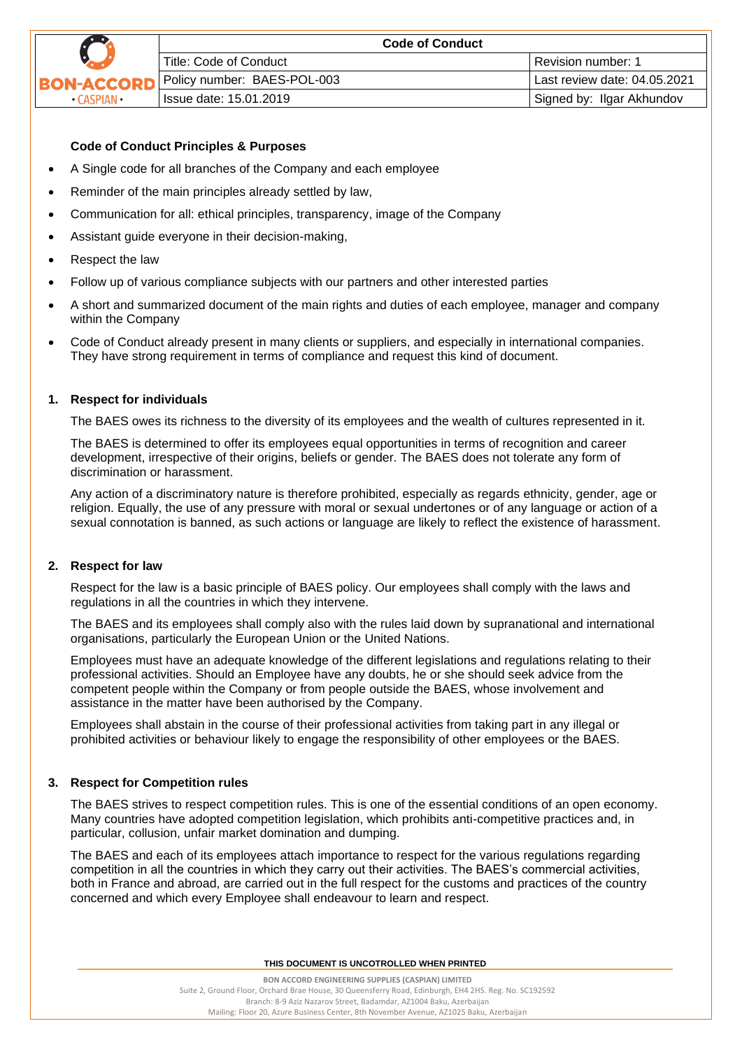### Code of Conduct Principles & Purposes

- A Single code for all branches of the Company and each employee
- Reminder of the main principles already settled by law,
- Communication for all: ethical principles, transparency, image of the Company
- Assistant guide everyone in their decision-making,
- Respect the law
- Follow up of various compliance subjects with our partners and other interested parties
- A short and summarized document of the main rights and duties of each employee, manager and company within the Company
- Code of Conduct already present in many clients or suppliers, and especially in international companies. They have strong requirement in terms of compliance and request this kind of document.

### 1. Respect for individuals

The BAES owes its richness to the diversity of its employees and the wealth of cultures represented in it.

The BAES is determined to offer its employees equal opportunities in terms of recognition and career development, irrespective of their origins, beliefs or gender. The BAES does not tolerate any form of discrimination or harassment.

Any action of a discriminatory nature is therefore prohibited, especially as regards ethnicity, gender, age or religion. Equally, the use of any pressure with moral or sexual undertones or of any language or action of a sexual connotation is banned, as such actions or language are likely to reflect the existence of harassment.

### 2. Respect for law

Respect for the law is a basic principle of BAES policy. Our employees shall comply with the laws and regulations in all the countries in which they intervene.

The BAES and its employees shall comply also with the rules laid down by supranational and international organisations, particularly the European Union or the United Nations.

Employees must have an adequate knowledge of the different legislations and regulations relating to their professional activities. Should an Employee have any doubts, he or she should seek advice from the competent people within the Company or from people outside the BAES, whose involvement and assistance in the matter have been authorised by the Company.

Employees shall abstain in the course of their professional activities from taking part in any illegal or prohibited activities or behaviour likely to engage the responsibility of other employees or the BAES.

### 3. Respect for Competition rules

The BAES strives to respect competition rules. This is one of the essential conditions of an open economy. Many countries have adopted competition legislation, which prohibits anti-competitive practices and, in particular, collusion, unfair market domination and dumping.

The BAES and each of its employees attach importance to respect for the various regulations regarding competition in all the countries in which they carry out their activities. The BAES's commercial activities, both in France and abroad, are carried out in the full respect for the customs and practices of the country concerned and which every Employee shall endeavour to learn and respect.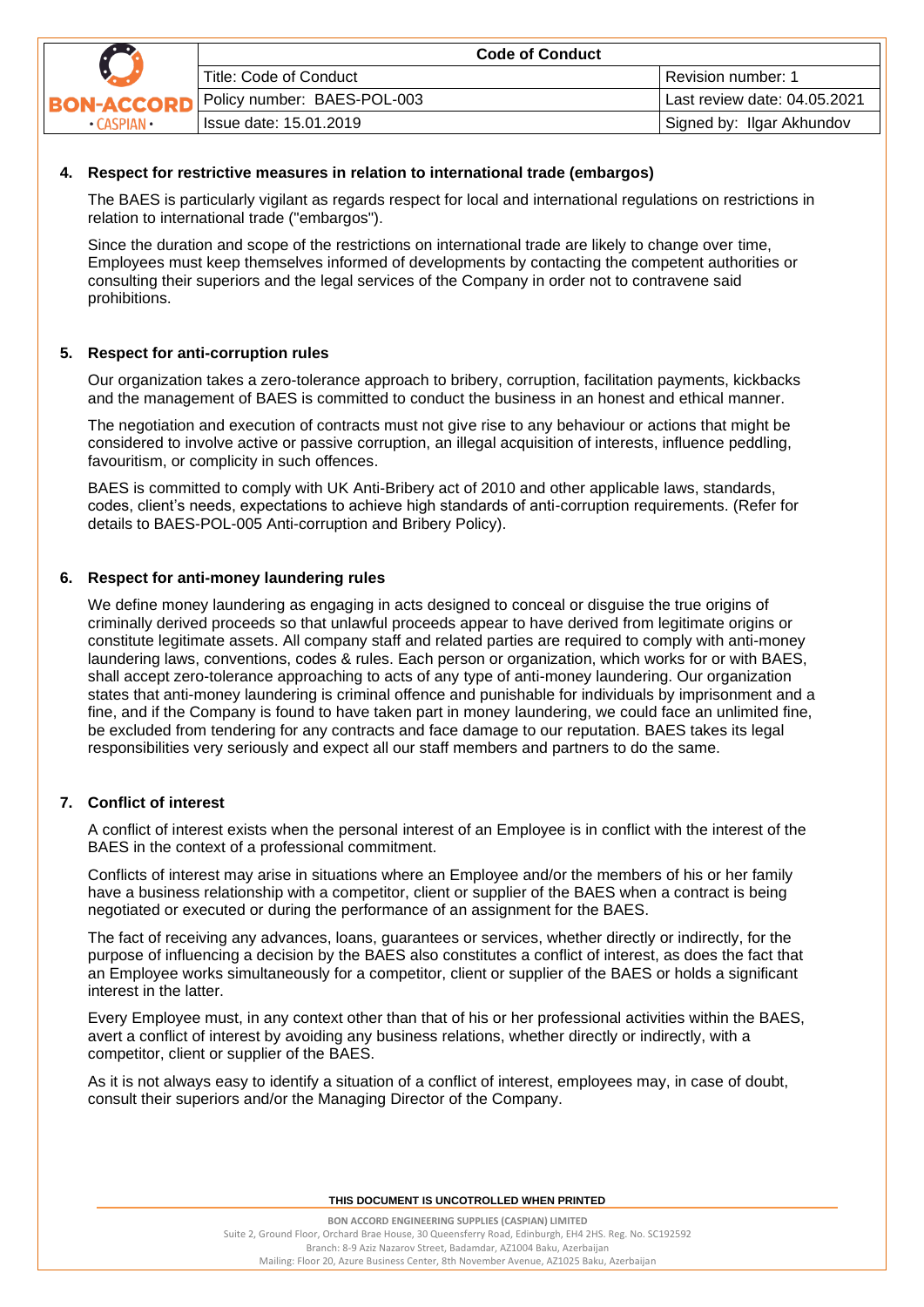## 4. Respect for restrictive measures in relation to international trade (embargos)

The BAES is particularly vigilant as regards respect for local and international regulations on restrictions in relation to international trade ("embargos").

Since the duration and scope of the restrictions on international trade are likely to change over time, Employees must keep themselves informed of developments by contacting the competent authorities or consulting their superiors and the legal services of the Company in order not to contravene said prohibitions.

## 5. Respect for anti-corruption rules

Our organization takes a zero-tolerance approach to bribery, corruption, facilitation payments, kickbacks and the management of BAES is committed to conduct the business in an honest and ethical manner.

The negotiation and execution of contracts must not give rise to any behaviour or actions that might be considered to involve active or passive corruption, an illegal acquisition of interests, influence peddling, favouritism, or complicity in such offences.

BAES is committed to comply with UK Anti-Bribery act of 2010 and other applicable laws, standards, codes, client's needs, expectations to achieve high standards of anti-corruption requirements. (Refer for details to BAES-POL-005 Anti-corruption and Bribery Policy).

## 6. Respect for anti-money laundering rules

We define money laundering as engaging in acts designed to conceal or disguise the true origins of criminally derived proceeds so that unlawful proceeds appear to have derived from legitimate origins or constitute legitimate assets. All company staff and related parties are required to comply with anti-money laundering laws, conventions, codes & rules. Each person or organization, which works for or with BAES, shall accept zero-tolerance approaching to acts of any type of anti-money laundering. Our organization states that anti-money laundering is criminal offence and punishable for individuals by imprisonment and a fine, and if the Company is found to have taken part in money laundering, we could face an unlimited fine, be excluded from tendering for any contracts and face damage to our reputation. BAES takes its legal responsibilities very seriously and expect all our staff members and partners to do the same.

## 7. Conflict of interest

A conflict of interest exists when the personal interest of an Employee is in conflict with the interest of the BAES in the context of a professional commitment.

Conflicts of interest may arise in situations where an Employee and/or the members of his or her family have a business relationship with a competitor, client or supplier of the BAES when a contract is being negotiated or executed or during the performance of an assignment for the BAES.

The fact of receiving any advances, loans, guarantees or services, whether directly or indirectly, for the purpose of influencing a decision by the BAES also constitutes a conflict of interest, as does the fact that an Employee works simultaneously for a competitor, client or supplier of the BAES or holds a significant interest in the latter.

Every Employee must, in any context other than that of his or her professional activities within the BAES, avert a conflict of interest by avoiding any business relations, whether directly or indirectly, with a competitor, client or supplier of the BAES.

As it is not always easy to identify a situation of a conflict of interest, employees may, in case of doubt, consult their superiors and/or the Managing Director of the Company.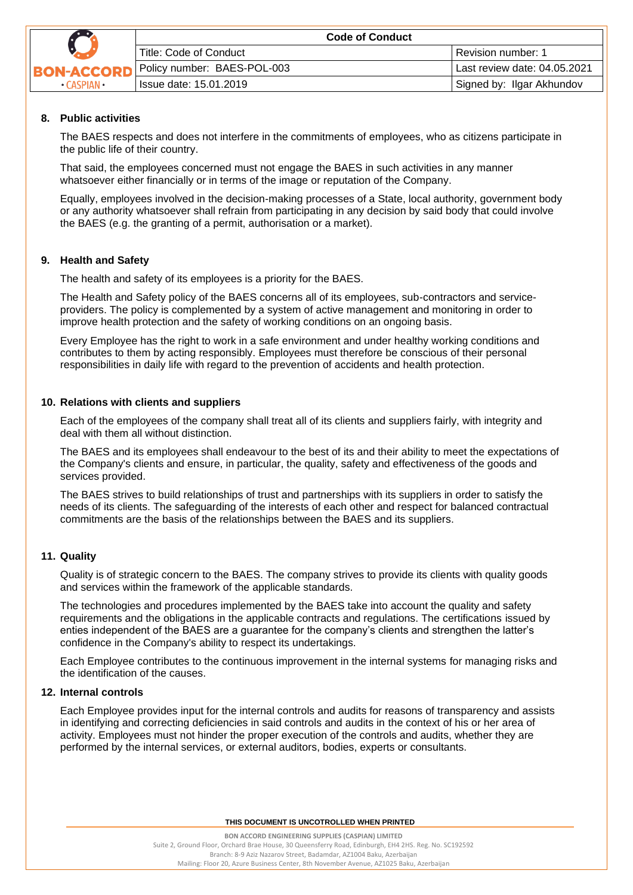## 8. Public activities

The BAES respects and does not interfere in the commitments of employees, who as citizens participate in the public life of their country.

That said, the employees concerned must not engage the BAES in such activities in any manner whatsoever either financially or in terms of the image or reputation of the Company.

Equally, employees involved in the decision-making processes of a State, local authority, government body or any authority whatsoever shall refrain from participating in any decision by said body that could involve the BAES (e.g. the granting of a permit, authorisation or a market).

## 9. Health and Safety

The health and safety of its employees is a priority for the BAES.

The Health and Safety policy of the BAES concerns all of its employees, sub-contractors and service-providers. The policy is complemented by a system of active management and monitoring in order to improve health protection and the safety of working conditions on an ongoing basis.

Every Employee has the right to work in a safe environment and under healthy working conditions and contributes to them by acting responsibly. Employees must therefore be conscious of their personal responsibilities in daily life with regard to the prevention of accidents and health protection.

## 10. Relations with clients and suppliers

Each of the employees of the company shall treat all of its clients and suppliers fairly, with integrity and deal with them all without distinction.

The BAES and its employees shall endeavour to the best of its and their ability to meet the expectations of the Company's clients and ensure, in particular, the quality, safety and effectiveness of the goods and services provided.

The BAES strives to build relationships of trust and partnerships with its suppliers in order to satisfy the needs of its clients. The safeguarding of the interests of each other and respect for balanced contractual commitments are the basis of the relationships between the BAES and its suppliers.

## 11. Quality

Quality is of strategic concern to the BAES. The company strives to provide its clients with quality goods and services within the framework of the applicable standards.

The technologies and procedures implemented by the BAES take into account the quality and safety requirements and the obligations in the applicable contracts and regulations. The certifications issued by enties independent of the BAES are a guarantee for the company's clients and strengthen the latter's confidence in the Company's ability to respect its undertakings.

Each Employee contributes to the continuous improvement in the internal systems for managing risks and the identification of the causes.

## 12. Internal controls

Each Employee provides input for the internal controls and audits for reasons of transparency and assists in identifying and correcting deficiencies in said controls and audits in the context of his or her area of activity. Employees must not hinder the proper execution of the controls and audits, whether they are performed by the internal services, or external auditors, bodies, experts or consultants.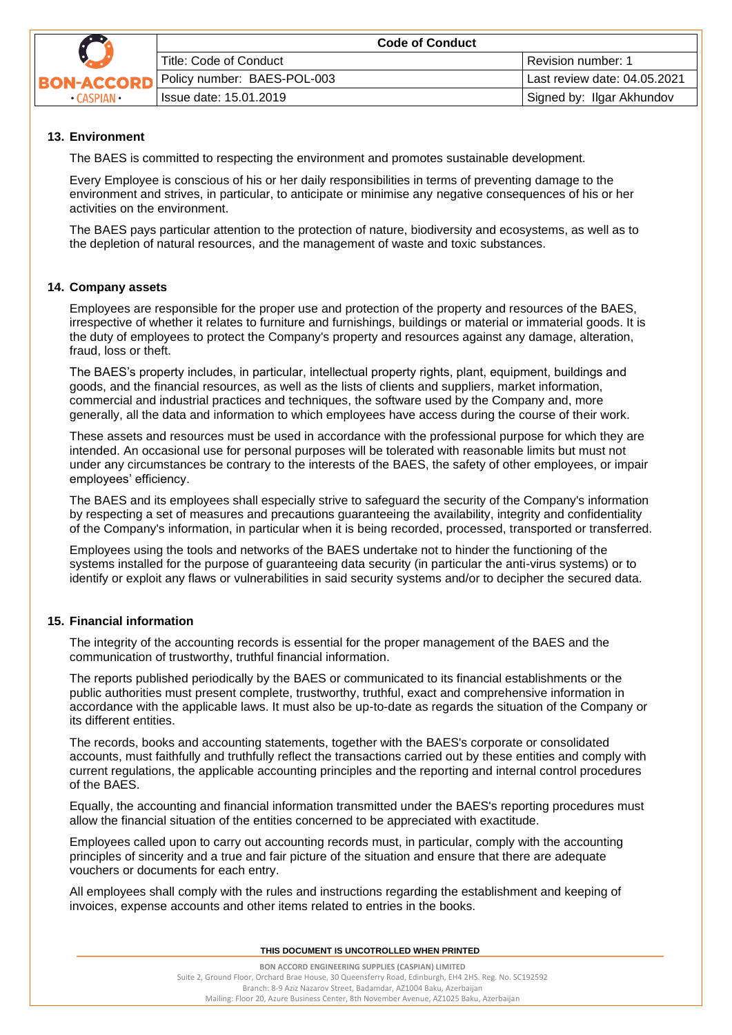## 13. Environment

The BAES is committed to respecting the environment and promotes sustainable development.

Every Employee is conscious of his or her daily responsibilities in terms of preventing damage to the environment and strives, in particular, to anticipate or minimise any negative consequences of his or her activities on the environment.

The BAES pays particular attention to the protection of nature, biodiversity and ecosystems, as well as to the depletion of natural resources, and the management of waste and toxic substances.

## 14. Company assets

Employees are responsible for the proper use and protection of the property and resources of the BAES, irrespective of whether it relates to furniture and furnishings, buildings or material or immaterial goods. It is the duty of employees to protect the Company's property and resources against any damage, alteration, fraud, loss or theft.

The BAES's property includes, in particular, intellectual property rights, plant, equipment, buildings and goods, and the financial resources, as well as the lists of clients and suppliers, market information, commercial and industrial practices and techniques, the software used by the Company and, more generally, all the data and information to which employees have access during the course of their work.

These assets and resources must be used in accordance with the professional purpose for which they are intended. An occasional use for personal purposes will be tolerated with reasonable limits but must not under any circumstances be contrary to the interests of the BAES, the safety of other employees, or impair employees' efficiency.

The BAES and its employees shall especially strive to safeguard the security of the Company's information by respecting a set of measures and precautions guaranteeing the availability, integrity and confidentiality of the Company's information, in particular when it is being recorded, processed, transported or transferred.

Employees using the tools and networks of the BAES undertake not to hinder the functioning of the systems installed for the purpose of guaranteeing data security (in particular the anti-virus systems) or to identify or exploit any flaws or vulnerabilities in said security systems and/or to decipher the secured data.

## 15. Financial information

The integrity of the accounting records is essential for the proper management of the BAES and the communication of trustworthy, truthful financial information.

The reports published periodically by the BAES or communicated to its financial establishments or the public authorities must present complete, trustworthy, truthful, exact and comprehensive information in accordance with the applicable laws. It must also be up-to-date as regards the situation of the Company or its different entities.

The records, books and accounting statements, together with the BAES's corporate or consolidated accounts, must faithfully and truthfully reflect the transactions carried out by these entities and comply with current regulations, the applicable accounting principles and the reporting and internal control procedures of the BAES.

Equally, the accounting and financial information transmitted under the BAES's reporting procedures must allow the financial situation of the entities concerned to be appreciated with exactitude.

Employees called upon to carry out accounting records must, in particular, comply with the accounting principles of sincerity and a true and fair picture of the situation and ensure that there are adequate vouchers or documents for each entry.

All employees shall comply with the rules and instructions regarding the establishment and keeping of invoices, expense accounts and other items related to entries in the books.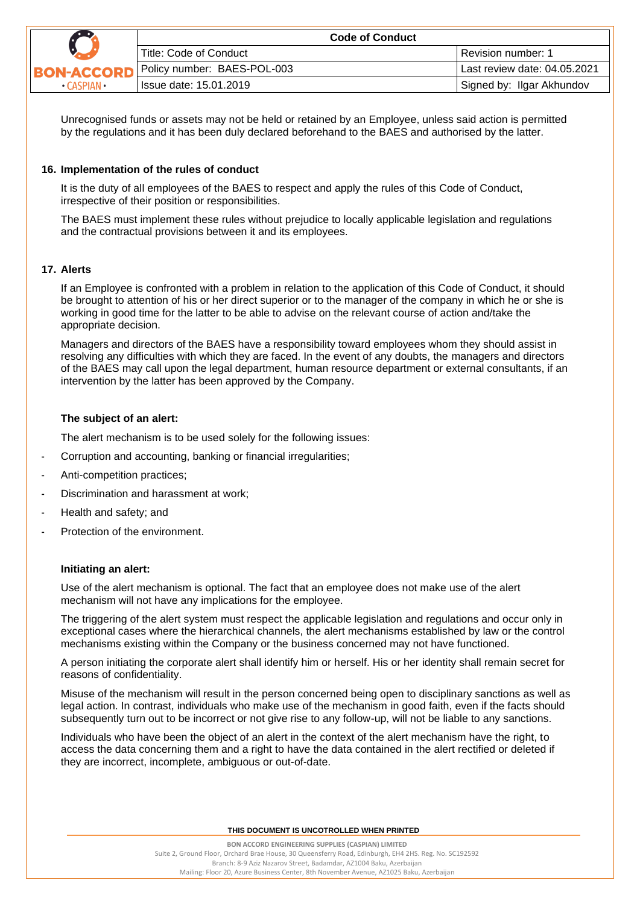Unrecognised funds or assets may not be held or retained by an Employee, unless said action is permitted by the regulations and it has been duly declared beforehand to the BAES and authorised by the latter.

## 16. Implementation of the rules of conduct

It is the duty of all employees of the BAES to respect and apply the rules of this Code of Conduct, irrespective of their position or responsibilities.

The BAES must implement these rules without prejudice to locally applicable legislation and regulations and the contractual provisions between it and its employees.

## 17. Alerts

If an Employee is confronted with a problem in relation to the application of this Code of Conduct, it should be brought to attention of his or her direct superior or to the manager of the company in which he or she is working in good time for the latter to be able to advise on the relevant course of action and/take the appropriate decision.

Managers and directors of the BAES have a responsibility toward employees whom they should assist in resolving any difficulties with which they are faced. In the event of any doubts, the managers and directors of the BAES may call upon the legal department, human resource department or external consultants, if an intervention by the latter has been approved by the Company.

### The subject of an alert:

The alert mechanism is to be used solely for the following issues:

- Corruption and accounting, banking or financial irregularities;
- Anti-competition practices;
- Discrimination and harassment at work;
- Health and safety; and
- Protection of the environment.

### Initiating an alert:

Use of the alert mechanism is optional. The fact that an employee does not make use of the alert mechanism will not have any implications for the employee.

The triggering of the alert system must respect the applicable legislation and regulations and occur only in exceptional cases where the hierarchical channels, the alert mechanisms established by law or the control mechanisms existing within the Company or the business concerned may not have functioned.

A person initiating the corporate alert shall identify him or herself. His or her identity shall remain secret for reasons of confidentiality.

Misuse of the mechanism will result in the person concerned being open to disciplinary sanctions as well as legal action. In contrast, individuals who make use of the mechanism in good faith, even if the facts should subsequently turn out to be incorrect or not give rise to any follow-up, will not be liable to any sanctions.

Individuals who have been the object of an alert in the context of the alert mechanism have the right, to access the data concerning them and a right to have the data contained in the alert rectified or deleted if they are incorrect, incomplete, ambiguous or out-of-date.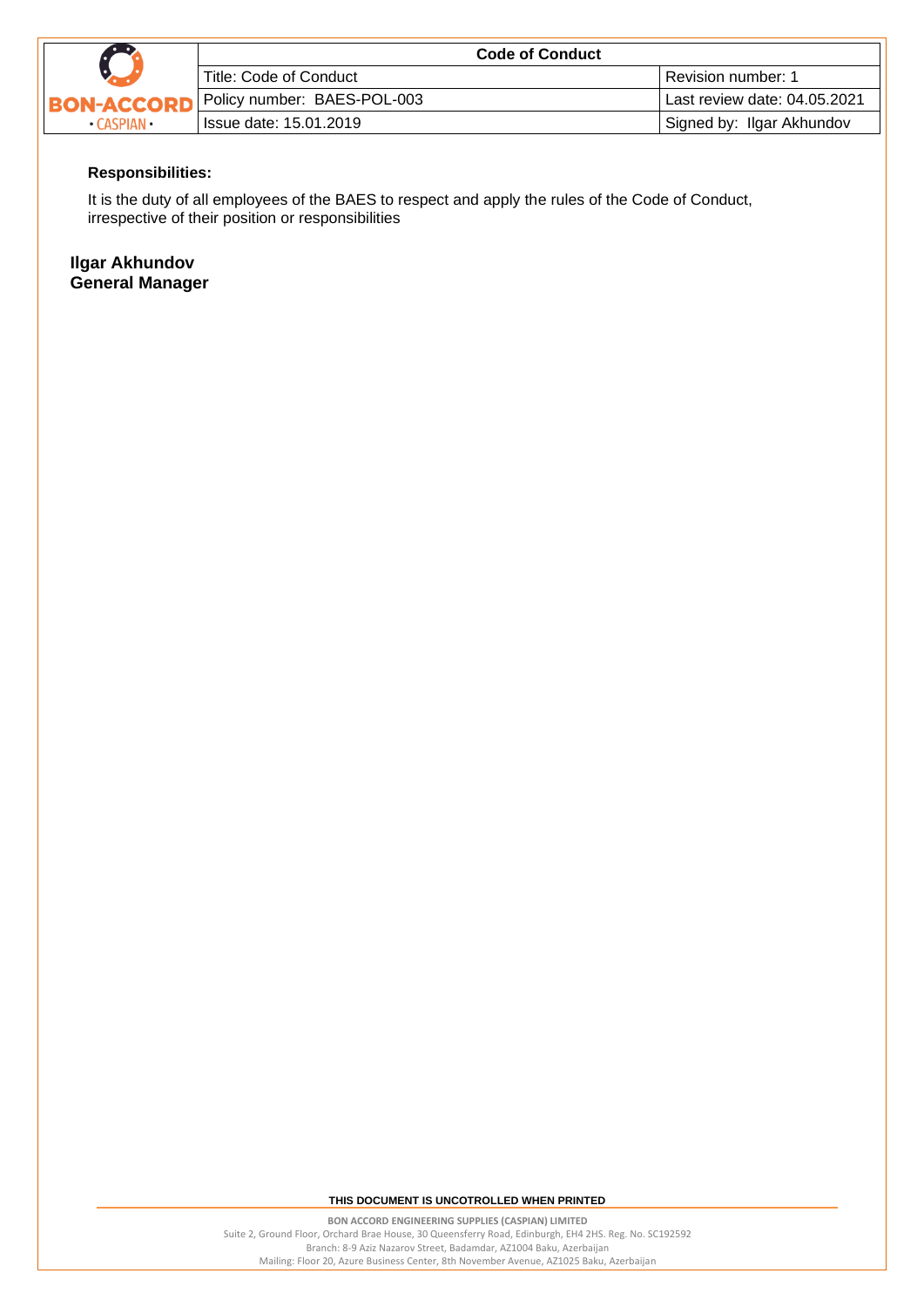**Responsibilities:**

It is the duty of all employees of the BAES to respect and apply the rules of the Code of Conduct, irrespective of their position or responsibilities

**Ilgar Akhundov**
**General Manager**